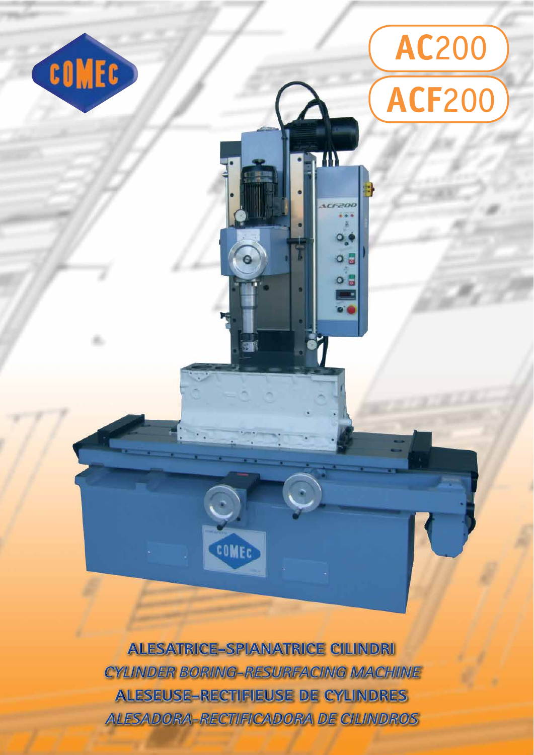COMEC

# AC200
# ACF200

**ALESATRICE-SPIANATRICE CILINDRI**

*CYLINDER BORING-RESURFACING MACHINE*

**ALESEUSE-RECTIFIEUSE DE CYLINDRES**

*ALESADORA-RECTIFICADORA DE CILINDROS*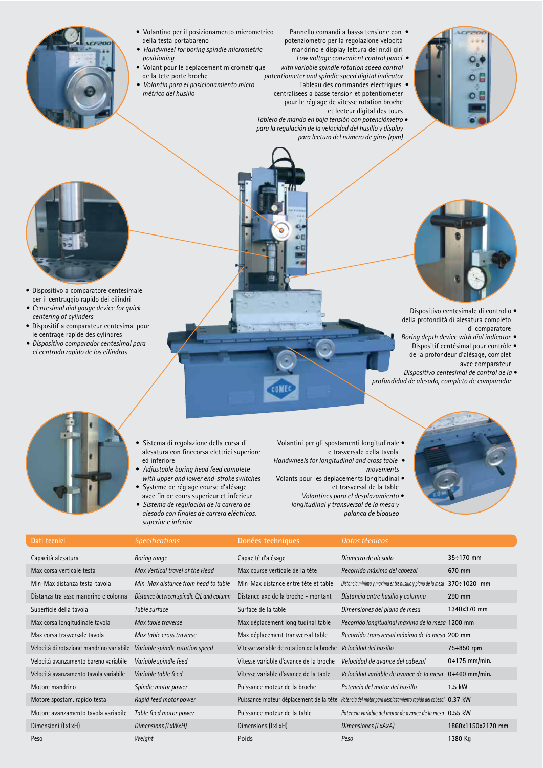- Volantino per il posizionamento micrometrico della testa portabareno
- *Handwheel for boring spindle micrometric positioning*
- Volant pour le deplacement micrometrique de la tete porte broche
- *Volantín para el posicionamiento micro métrico del husillo*

- Pannello comandi a bassa tensione con potenziometro per la regolazione velocità mandrino e display lettura del nr.di giri
- *Low voltage convenient control panel with variable spindle rotation speed control potentiometer and spindle speed digital indicator*
- Tableau des commandes electriques centralisees a basse tension et potentiometer pour le réglage de vitesse rotation broche et lecteur digital des tours
- *Tablero de mando en baja tensión con potenciómetro para la regulación de la velocidad del husillo y display para lectura del número de giros (rpm)*

- Dispositivo a comparatore centesimale per il centraggio rapido dei cilindri
- *Centesimal dial gauge device for quick centering of cylinders*
- Dispositif a comparateur centesimal pour le centrage rapide des cylindres
- *Dispositivo comparador centesimal para el centrado rapido de los cilindros*

- Dispositivo centesimale di controllo della profondità di alesatura completo di comparatore
- *Boring depth device with dial indicator*
- Dispositif centésimal pour contrôle de la profondeur d'alésage, complet avec comparateur
- *Dispositivo centesimal de control de la profundidad de alesado, completo de comparador*

- Sistema di regolazione della corsa di alesatura con finecorsa elettrici superiore ed inferiore
- *Adjustable boring head feed complete with upper and lower end-stroke switches*
- Systeme de réglage course d'alésage avec fin de cours superieur et inferieur
- *Sistema de regulación de la carrera de alesado con finales de carrera eléctricos, superior e inferior*

- Volantini per gli spostamenti longitudinale e trasversale della tavola
- *Handwheels for longitudinal and cross table movements*
- Volants pour les deplacements longitudinal et trasversal de la table
- *Volantines para el desplazamiento longitudinal y transversal de la mesa y palanca de bloqueo*

| Dati tecnici | *Specifications* | Donées techniques | *Datos técnicos* | |
|---|---|---|---|---|
| Capacità alesatura | *Boring range* | Capacité d'alésage | *Diametro de alesado* | 35÷170 mm |
| Max corsa verticale testa | *Max Vertical travel of the Head* | Max course verticale de la tête | *Recorrido máximo del cabezal* | 670 mm |
| Min-Max distanza testa-tavola | *Min-Max distance from head to table* | Min-Max distance entre tête et table | *Distancia mínima y máxima entre husillo y plano de la mesa* | 370÷1020 mm |
| Distanza tra asse mandrino e colonna | *Distance between spindle C/L and column* | Distance axe de la broche - montant | *Distancia entre husillo y columna* | 290 mm |
| Superficie della tavola | *Table surface* | Surface de la table | *Dimensiones del plano de mesa* | 1340x370 mm |
| Max corsa longitudinale tavola | *Max table traverse* | Max déplacement longitudinal table | *Recorrido longitudinal máximo de la mesa* | 1200 mm |
| Max corsa trasversale tavola | *Max table cross traverse* | Max déplacement transversal table | *Recorrido transversal máximo de la mesa* | 200 mm |
| Velocità di rotazione mandrino variabile | *Variable spindle rotation speed* | Vitesse variable de rotation de la broche | *Velocidad del husillo* | 75÷850 rpm |
| Velocità avanzamento bareno variabile | *Variable spindle feed* | Vitesse variable d'avance de la broche | *Velocidad de avance del cabezal* | 0÷175 mm/min. |
| Velocità avanzamento tavola variabile | *Variable table feed* | Vitesse variable d'avance de la table | *Velocidad variable de avance de la mesa* | 0÷460 mm/min. |
| Motore mandrino | *Spindle motor power* | Puissance moteur de la broche | *Potencia del motor del husillo* | 1.5 kW |
| Motore spostam. rapido testa | *Rapid feed motor power* | Puissance moteur déplacement de la tête | *Potencia del motor para desplazamiento rapido del cabezal* | 0.37 kW |
| Motore avanzamento tavola variabile | *Table feed motor power* | Puissance moteur de la table | *Potencia variable del motor de avance de la mesa* | 0.55 kW |
| Dimensioni (LxLxH) | *Dimensions (LxWxH)* | Dimensions (LxLxH) | *Dimensiones (LxAxA)* | 1860x1150x2170 mm |
| Peso | *Weight* | Poids | *Peso* | 1380 Kg |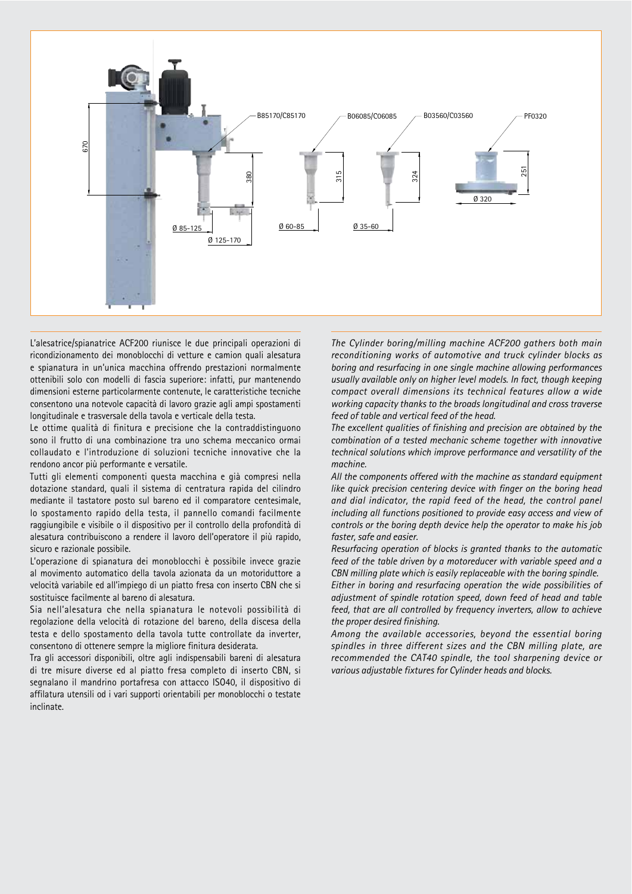L'alesatrice/spianatrice ACF200 riunisce le due principali operazioni di ricondizionamento dei monoblocchi di vetture e camion quali alesatura e spianatura in un'unica macchina offrendo prestazioni normalmente ottenibili solo con modelli di fascia superiore: infatti, pur mantenendo dimensioni esterne particolarmente contenute, le caratteristiche tecniche consentono una notevole capacità di lavoro grazie agli ampi spostamenti longitudinale e trasversale della tavola e verticale della testa.

Le ottime qualità di finitura e precisione che la contraddistinguono sono il frutto di una combinazione tra uno schema meccanico ormai collaudato e l'introduzione di soluzioni tecniche innovative che la rendono ancor più performante e versatile.

Tutti gli elementi componenti questa macchina e già compresi nella dotazione standard, quali il sistema di centratura rapida del cilindro mediante il tastatore posto sul bareno ed il comparatore centesimale, lo spostamento rapido della testa, il pannello comandi facilmente raggiungibile e visibile o il dispositivo per il controllo della profondità di alesatura contribuiscono a rendere il lavoro dell'operatore il più rapido, sicuro e razionale possibile.

L'operazione di spianatura dei monoblocchi è possibile invece grazie al movimento automatico della tavola azionata da un motoriduttore a velocità variabile ed all'impiego di un piatto fresa con inserto CBN che si sostituisce facilmente al bareno di alesatura.

Sia nell'alesatura che nella spianatura le notevoli possibilità di regolazione della velocità di rotazione del bareno, della discesa della testa e dello spostamento della tavola tutte controllate da inverter, consentono di ottenere sempre la migliore finitura desiderata.

Tra gli accessori disponibili, oltre agli indispensabili bareni di alesatura di tre misure diverse ed al piatto fresa completo di inserto CBN, si segnalano il mandrino portafresa con attacco ISO40, il dispositivo di affilatura utensili od i vari supporti orientabili per monoblocchi o testate inclinate.

*The Cylinder boring/milling machine ACF200 gathers both main reconditioning works of automotive and truck cylinder blocks as boring and resurfacing in one single machine allowing performances usually available only on higher level models. In fact, though keeping compact overall dimensions its technical features allow a wide working capacity thanks to the broads longitudinal and cross traverse feed of table and vertical feed of the head.*

*The excellent qualities of finishing and precision are obtained by the combination of a tested mechanic scheme together with innovative technical solutions which improve performance and versatility of the machine.*

*All the components offered with the machine as standard equipment like quick precision centering device with finger on the boring head and dial indicator, the rapid feed of the head, the control panel including all functions positioned to provide easy access and view of controls or the boring depth device help the operator to make his job faster, safe and easier.*

*Resurfacing operation of blocks is granted thanks to the automatic feed of the table driven by a motoreducer with variable speed and a CBN milling plate which is easily replaceable with the boring spindle.*

*Either in boring and resurfacing operation the wide possibilities of adjustment of spindle rotation speed, down feed of head and table feed, that are all controlled by frequency inverters, allow to achieve the proper desired finishing.*

*Among the available accessories, beyond the essential boring spindles in three different sizes and the CBN milling plate, are recommended the CAT40 spindle, the tool sharpening device or various adjustable fixtures for Cylinder heads and blocks.*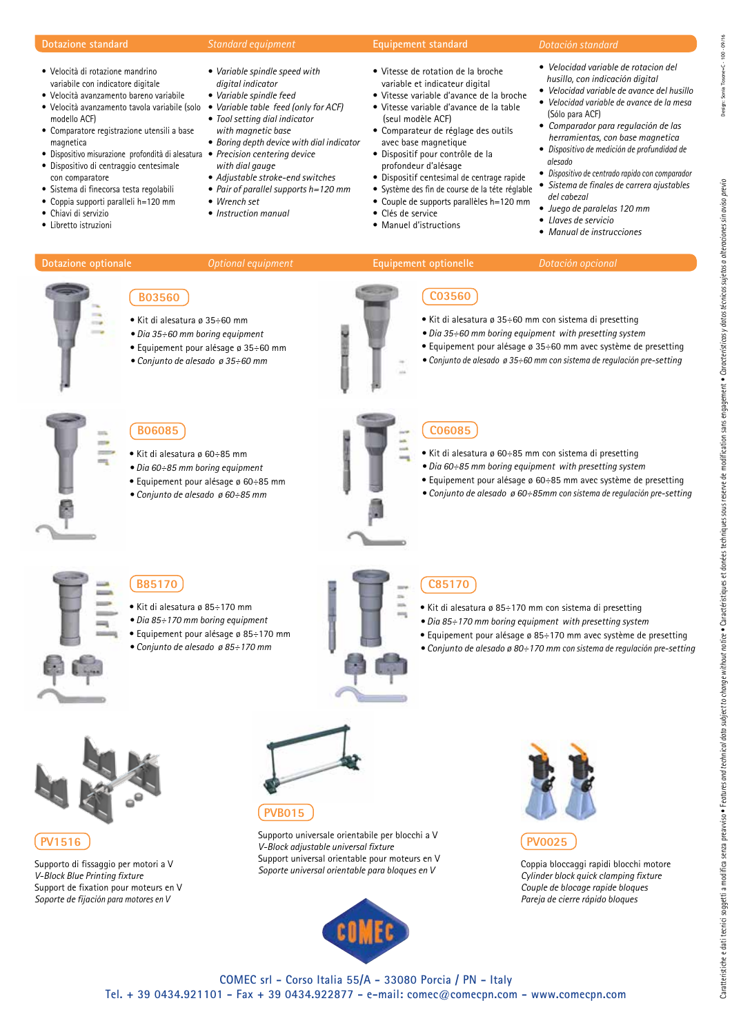## Dotazione standard

- Velocità di rotazione mandrino variabile con indicatore digitale
- Velocità avanzamento bareno variabile
- Velocità avanzamento tavola variabile (solo modello ACF)
- Comparatore registrazione utensili a base magnetica
- Dispositivo misurazione profondità di alesatura
- Dispositivo di centraggio centesimale con comparatore
- Sistema di finecorsa testa regolabili
- Coppia supporti paralleli h=120 mm
- Chiavi di servizio
- Libretto istruzioni

## *Standard equipment*

- *Variable spindle speed with digital indicator*
- *Variable spindle feed*
- *Variable table feed (only for ACF)*
- *Tool setting dial indicator with magnetic base*
- *Boring depth device with dial indicator*
- *Precision centering device with dial gauge*
- *Adjustable stroke-end switches*
- *Pair of parallel supports h=120 mm*
- *Wrench set*
- *Instruction manual*

## Equipement standard

- Vitesse de rotation de la broche variable et indicateur digital
- Vitesse variable d'avance de la broche
- Vitesse variable d'avance de la table (seul modèle ACF)
- Comparateur de réglage des outils avec base magnetique
- Dispositif pour contrôle de la profondeur d'alésage
- Dispositif centesimal de centrage rapide
- Système des fin de course de la tête réglable
- Couple de supports parallèles h=120 mm
- Clés de service
- Manuel d'istructions

## *Dotación standard*

- *Velocidad variable de rotacion del husillo, con indicación digital*
- *Velocidad variable de avance del husillo*
- *Velocidad variable de avance de la mesa* (Sólo para ACF)
- *Comparador para regulación de las herramientas, con base magnetica*
- *Dispositivo de medición de profundidad de alesado*
- *Dispositivo de centrado rapido con comparador*
- *Sistema de finales de carrera ajustables del cabezal*
- *Juego de paralelas 120 mm*
- *Llaves de servicio*
- *Manual de instrucciones*

## Dotazione optionale / *Optional equipment* / Equipement optionelle / *Dotación opcional*

### B03560

- Kit di alesatura ø 35÷60 mm
- *Dia 35÷60 mm boring equipment*
- Equipement pour alésage ø 35÷60 mm
- *Conjunto de alesado ø 35÷60 mm*

### C03560

- Kit di alesatura ø 35÷60 mm con sistema di presetting
- *Dia 35÷60 mm boring equipment with presetting system*
- Equipement pour alésage ø 35÷60 mm avec système de presetting
- *Conjunto de alesado ø 35÷60 mm con sistema de regulación pre-setting*

### B06085

- Kit di alesatura ø 60÷85 mm
- *Dia 60÷85 mm boring equipment*
- Equipement pour alésage ø 60÷85 mm
- *Conjunto de alesado ø 60÷85 mm*

### C06085

- Kit di alesatura ø 60÷85 mm con sistema di presetting
- *Dia 60÷85 mm boring equipment with presetting system*
- Equipement pour alésage ø 60÷85 mm avec système de presetting
- *Conjunto de alesado ø 60÷85mm con sistema de regulación pre-setting*

### B85170

- Kit di alesatura ø 85÷170 mm
- *Dia 85÷170 mm boring equipment*
- Equipement pour alésage ø 85÷170 mm
- *Conjunto de alesado ø 85÷170 mm*

### C85170

- Kit di alesatura ø 85÷170 mm con sistema di presetting
- *Dia 85÷170 mm boring equipment with presetting system*
- Equipement pour alésage ø 85÷170 mm avec système de presetting
- *Conjunto de alesado ø 80÷170 mm con sistema de regulación pre-setting*

### PV1516

Supporto di fissaggio per motori a V
*V-Block Blue Printing fixture*
Support de fixation pour moteurs en V
*Soporte de fijación para motores en V*

### PVB015

Supporto universale orientabile per blocchi a V
*V-Block adjustable universal fixture*
Support universal orientable pour moteurs en V
*Soporte universal orientable para bloques en V*

### PV0025

Coppia bloccaggi rapidi blocchi motore
*Cylinder block quick clamping fixture*
*Couple de blocage rapide bloques*
*Pareja de cierre rápido bloques*

COMEC

COMEC srl - Corso Italia 55/A - 33080 Porcia / PN - Italy
Tel. + 39 0434.921101 - Fax + 39 0434.922877 - e-mail: comec@comecpn.com - www.comecpn.com

Caratteristiche e dati tecnici soggetti a modifica senza preavviso • *Features and technical data subject to change without notice* • Caractéristiques et données techniques sous reserve de modification sans engagement • *Características y datos técnicos sujetos a alteraciones sin aviso previo*